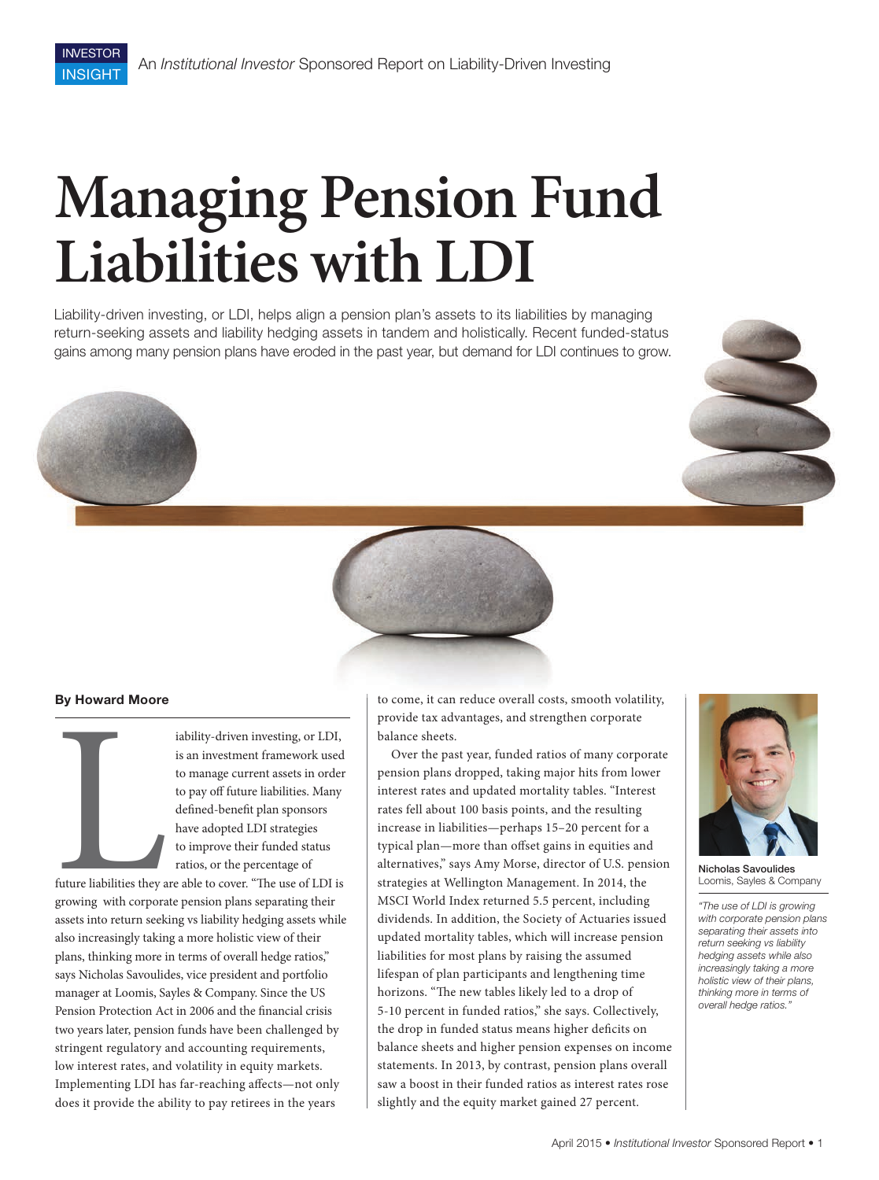# Managing Pension Fund Liabilities with LDI

Liability-driven investing, or LDI, helps align a pension plan's assets to its liabilities by managing return-seeking assets and liability hedging assets in tandem and holistically. Recent funded-status gains among many pension plans have eroded in the past year, but demand for LDI continues to grow.

**By Howard Moore**

Liability-driven investing, or LDI, is an investment framework used to manage current assets in order to pay off future liabilities. Many defined-benefit plan sponsors have adopted LDI strategies to improve their funded status ratios, or the percentage of future liabilities they are able to cover. "The use of LDI is growing with corporate pension plans separating their assets into return seeking vs liability hedging assets while also increasingly taking a more holistic view of their plans, thinking more in terms of overall hedge ratios," says Nicholas Savoulides, vice president and portfolio manager at Loomis, Sayles & Company. Since the US Pension Protection Act in 2006 and the financial crisis two years later, pension funds have been challenged by stringent regulatory and accounting requirements, low interest rates, and volatility in equity markets. Implementing LDI has far-reaching affects—not only does it provide the ability to pay retirees in the years to come, it can reduce overall costs, smooth volatility, provide tax advantages, and strengthen corporate balance sheets.

Over the past year, funded ratios of many corporate pension plans dropped, taking major hits from lower interest rates and updated mortality tables. "Interest rates fell about 100 basis points, and the resulting increase in liabilities—perhaps 15–20 percent for a typical plan—more than offset gains in equities and alternatives," says Amy Morse, director of U.S. pension strategies at Wellington Management. In 2014, the MSCI World Index returned 5.5 percent, including dividends. In addition, the Society of Actuaries issued updated mortality tables, which will increase pension liabilities for most plans by raising the assumed lifespan of plan participants and lengthening time horizons. "The new tables likely led to a drop of 5-10 percent in funded ratios," she says. Collectively, the drop in funded status means higher deficits on balance sheets and higher pension expenses on income statements. In 2013, by contrast, pension plans overall saw a boost in their funded ratios as interest rates rose slightly and the equity market gained 27 percent.

Nicholas Savoulides
Loomis, Sayles & Company

*"The use of LDI is growing with corporate pension plans separating their assets into return seeking vs liability hedging assets while also increasingly taking a more holistic view of their plans, thinking more in terms of overall hedge ratios."*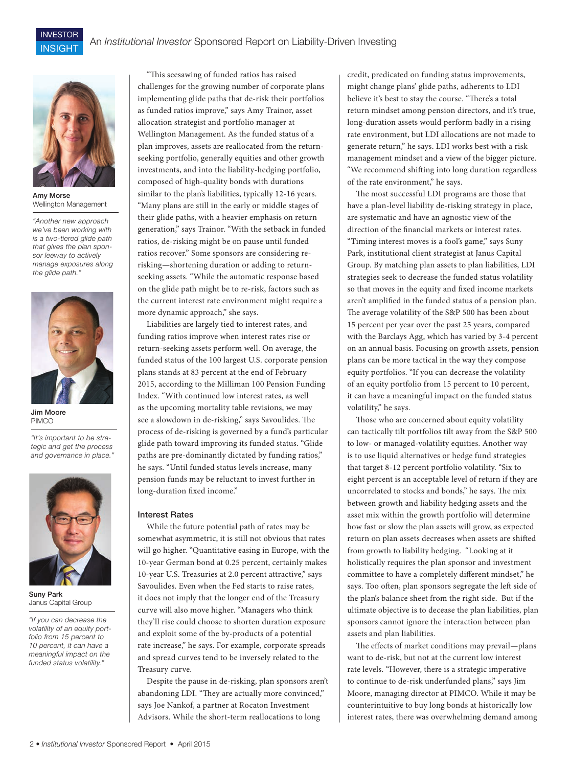Amy Morse
Wellington Management

*"Another new approach we've been working with is a two-tiered glide path that gives the plan sponsor leeway to actively manage exposures along the glide path."*

Jim Moore
PIMCO

*"It's important to be strategic and get the process and governance in place."*

Suny Park
Janus Capital Group

*"If you can decrease the volatility of an equity portfolio from 15 percent to 10 percent, it can have a meaningful impact on the funded status volatility."*

"This seesawing of funded ratios has raised challenges for the growing number of corporate plans implementing glide paths that de-risk their portfolios as funded ratios improve," says Amy Trainor, asset allocation strategist and portfolio manager at Wellington Management. As the funded status of a plan improves, assets are reallocated from the return-seeking portfolio, generally equities and other growth investments, and into the liability-hedging portfolio, composed of high-quality bonds with durations similar to the plan's liabilities, typically 12-16 years. "Many plans are still in the early or middle stages of their glide paths, with a heavier emphasis on return generation," says Trainor. "With the setback in funded ratios, de-risking might be on pause until funded ratios recover." Some sponsors are considering re-risking—shortening duration or adding to return-seeking assets. "While the automatic response based on the glide path might be to re-risk, factors such as the current interest rate environment might require a more dynamic approach," she says.

Liabilities are largely tied to interest rates, and funding ratios improve when interest rates rise or return-seeking assets perform well. On average, the funded status of the 100 largest U.S. corporate pension plans stands at 83 percent at the end of February 2015, according to the Milliman 100 Pension Funding Index. "With continued low interest rates, as well as the upcoming mortality table revisions, we may see a slowdown in de-risking," says Savoulides. The process of de-risking is governed by a fund's particular glide path toward improving its funded status. "Glide paths are pre-dominantly dictated by funding ratios," he says. "Until funded status levels increase, many pension funds may be reluctant to invest further in long-duration fixed income."

## Interest Rates

While the future potential path of rates may be somewhat asymmetric, it is still not obvious that rates will go higher. "Quantitative easing in Europe, with the 10-year German bond at 0.25 percent, certainly makes 10-year U.S. Treasuries at 2.0 percent attractive," says Savoulides. Even when the Fed starts to raise rates, it does not imply that the longer end of the Treasury curve will also move higher. "Managers who think they'll rise could choose to shorten duration exposure and exploit some of the by-products of a potential rate increase," he says. For example, corporate spreads and spread curves tend to be inversely related to the Treasury curve.

Despite the pause in de-risking, plan sponsors aren't abandoning LDI. "They are actually more convinced," says Joe Nankof, a partner at Rocaton Investment Advisors. While the short-term reallocations to long credit, predicated on funding status improvements, might change plans' glide paths, adherents to LDI believe it's best to stay the course. "There's a total return mindset among pension directors, and it's true, long-duration assets would perform badly in a rising rate environment, but LDI allocations are not made to generate return," he says. LDI works best with a risk management mindset and a view of the bigger picture. "We recommend shifting into long duration regardless of the rate environment," he says.

The most successful LDI programs are those that have a plan-level liability de-risking strategy in place, are systematic and have an agnostic view of the direction of the financial markets or interest rates. "Timing interest moves is a fool's game," says Suny Park, institutional client strategist at Janus Capital Group. By matching plan assets to plan liabilities, LDI strategies seek to decrease the funded status volatility so that moves in the equity and fixed income markets aren't amplified in the funded status of a pension plan. The average volatility of the S&P 500 has been about 15 percent per year over the past 25 years, compared with the Barclays Agg, which has varied by 3-4 percent on an annual basis. Focusing on growth assets, pension plans can be more tactical in the way they compose equity portfolios. "If you can decrease the volatility of an equity portfolio from 15 percent to 10 percent, it can have a meaningful impact on the funded status volatility," he says.

Those who are concerned about equity volatility can tactically tilt portfolios tilt away from the S&P 500 to low- or managed-volatility equities. Another way is to use liquid alternatives or hedge fund strategies that target 8-12 percent portfolio volatility. "Six to eight percent is an acceptable level of return if they are uncorrelated to stocks and bonds," he says. The mix between growth and liability hedging assets and the asset mix within the growth portfolio will determine how fast or slow the plan assets will grow, as expected return on plan assets decreases when assets are shifted from growth to liability hedging. "Looking at it holistically requires the plan sponsor and investment committee to have a completely different mindset," he says. Too often, plan sponsors segregate the left side of the plan's balance sheet from the right side. But if the ultimate objective is to decease the plan liabilities, plan sponsors cannot ignore the interaction between plan assets and plan liabilities.

The effects of market conditions may prevail—plans want to de-risk, but not at the current low interest rate levels. "However, there is a strategic imperative to continue to de-risk underfunded plans," says Jim Moore, managing director at PIMCO. While it may be counterintuitive to buy long bonds at historically low interest rates, there was overwhelming demand among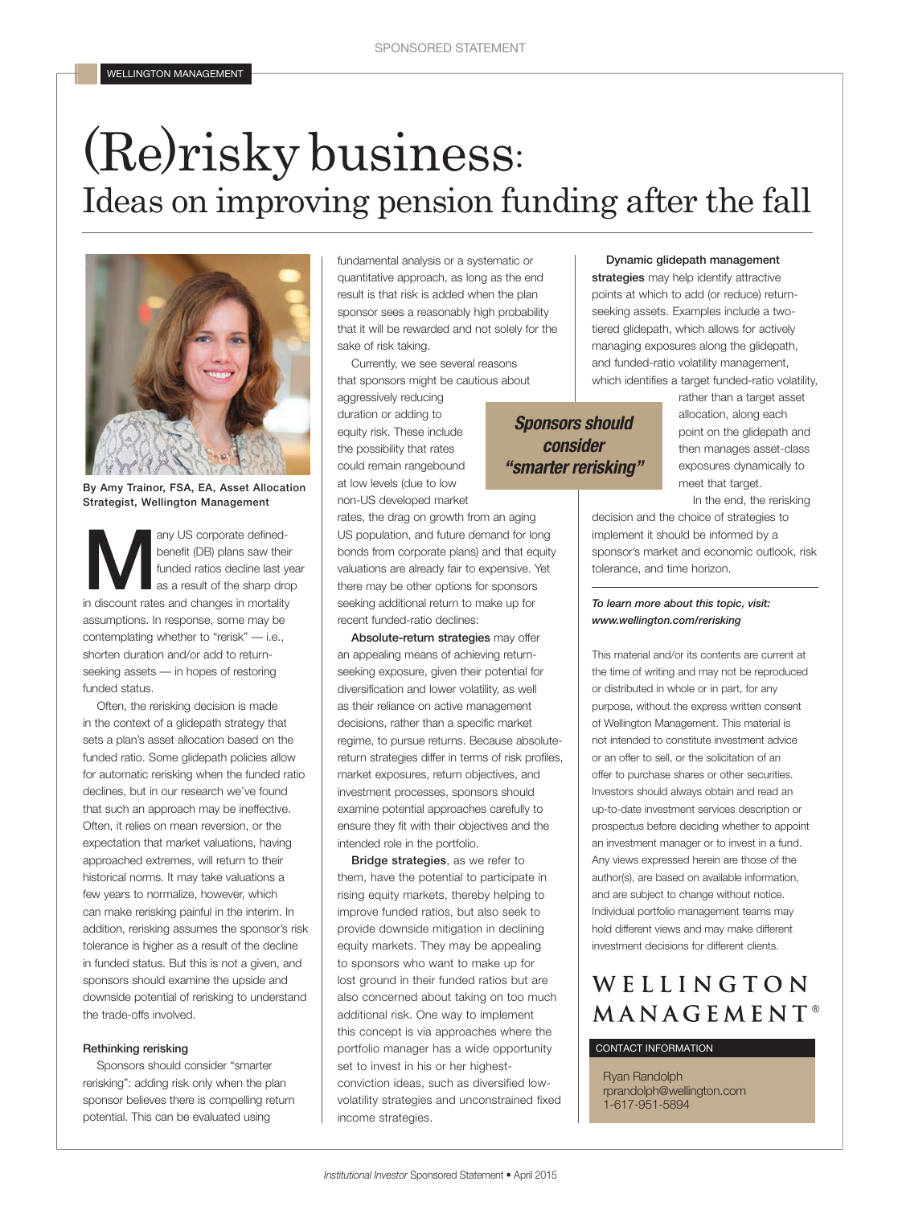SPONSORED STATEMENT

WELLINGTON MANAGEMENT

# (Re)risky business:
## Ideas on improving pension funding after the fall

By Amy Trainor, FSA, EA, Asset Allocation Strategist, Wellington Management

Many US corporate defined-benefit (DB) plans saw their funded ratios decline last year as a result of the sharp drop in discount rates and changes in mortality assumptions. In response, some may be contemplating whether to "rerisk" — i.e., shorten duration and/or add to return-seeking assets — in hopes of restoring funded status.

Often, the rerisking decision is made in the context of a glidepath strategy that sets a plan's asset allocation based on the funded ratio. Some glidepath policies allow for automatic rerisking when the funded ratio declines, but in our research we've found that such an approach may be ineffective. Often, it relies on mean reversion, or the expectation that market valuations, having approached extremes, will return to their historical norms. It may take valuations a few years to normalize, however, which can make rerisking painful in the interim. In addition, rerisking assumes the sponsor's risk tolerance is higher as a result of the decline in funded status. But this is not a given, and sponsors should examine the upside and downside potential of rerisking to understand the trade-offs involved.

### Rethinking rerisking

Sponsors should consider "smarter rerisking": adding risk only when the plan sponsor believes there is compelling return potential. This can be evaluated using fundamental analysis or a systematic or quantitative approach, as long as the end result is that risk is added when the plan sponsor sees a reasonably high probability that it will be rewarded and not solely for the sake of risk taking.

Currently, we see several reasons that sponsors might be cautious about aggressively reducing duration or adding to equity risk. These include the possibility that rates could remain rangebound at low levels (due to low non-US developed market rates, the drag on growth from an aging US population, and future demand for long bonds from corporate plans) and that equity valuations are already fair to expensive. Yet there may be other options for sponsors seeking additional return to make up for recent funded-ratio declines:

***Sponsors should consider "smarter rerisking"***

**Absolute-return strategies** may offer an appealing means of achieving return-seeking exposure, given their potential for diversification and lower volatility, as well as their reliance on active management decisions, rather than a specific market regime, to pursue returns. Because absolute-return strategies differ in terms of risk profiles, market exposures, return objectives, and investment processes, sponsors should examine potential approaches carefully to ensure they fit with their objectives and the intended role in the portfolio.

**Bridge strategies**, as we refer to them, have the potential to participate in rising equity markets, thereby helping to improve funded ratios, but also seek to provide downside mitigation in declining equity markets. They may be appealing to sponsors who want to make up for lost ground in their funded ratios but are also concerned about taking on too much additional risk. One way to implement this concept is via approaches where the portfolio manager has a wide opportunity set to invest in his or her highest-conviction ideas, such as diversified low-volatility strategies and unconstrained fixed income strategies.

**Dynamic glidepath management strategies** may help identify attractive points at which to add (or reduce) return-seeking assets. Examples include a two-tiered glidepath, which allows for actively managing exposures along the glidepath, and funded-ratio volatility management, which identifies a target funded-ratio volatility, rather than a target asset allocation, along each point on the glidepath and then manages asset-class exposures dynamically to meet that target.

In the end, the rerisking decision and the choice of strategies to implement it should be informed by a sponsor's market and economic outlook, risk tolerance, and time horizon.

***To learn more about this topic, visit: www.wellington.com/rerisking***

This material and/or its contents are current at the time of writing and may not be reproduced or distributed in whole or in part, for any purpose, without the express written consent of Wellington Management. This material is not intended to constitute investment advice or an offer to sell, or the solicitation of an offer to purchase shares or other securities. Investors should always obtain and read an up-to-date investment services description or prospectus before deciding whether to appoint an investment manager or to invest in a fund. Any views expressed herein are those of the author(s), are based on available information, and are subject to change without notice. Individual portfolio management teams may hold different views and may make different investment decisions for different clients.

WELLINGTON MANAGEMENT®

CONTACT INFORMATION

Ryan Randolph
rprandolph@wellington.com
1-617-951-5894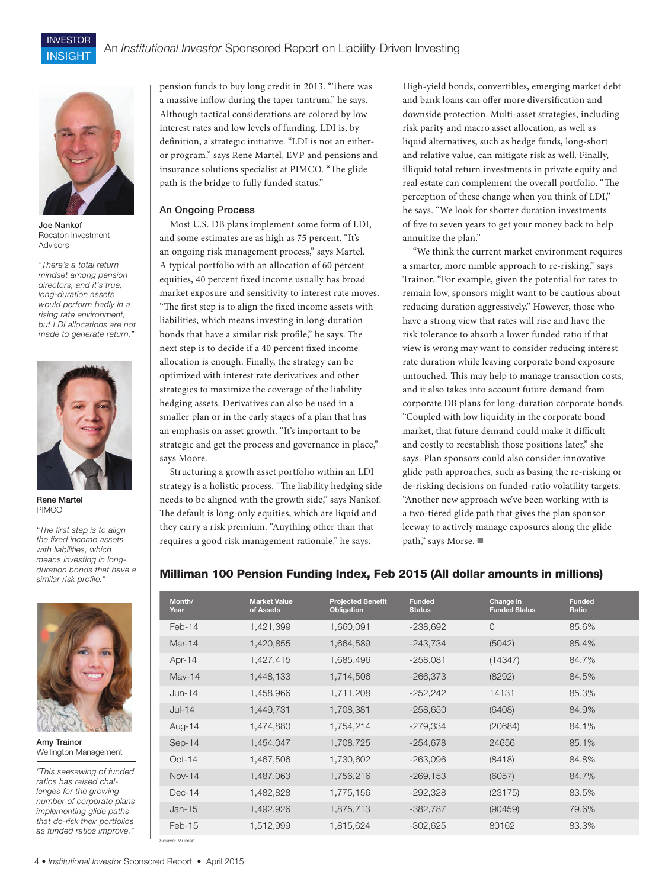Joe Nankof
Rocaton Investment Advisors

*"There's a total return mindset among pension directors, and it's true, long-duration assets would perform badly in a rising rate environment, but LDI allocations are not made to generate return."*

Rene Martel
PIMCO

*"The first step is to align the fixed income assets with liabilities, which means investing in long-duration bonds that have a similar risk profile."*

Amy Trainor
Wellington Management

*"This seesawing of funded ratios has raised challenges for the growing number of corporate plans implementing glide paths that de-risk their portfolios as funded ratios improve."*

pension funds to buy long credit in 2013. "There was a massive inflow during the taper tantrum," he says. Although tactical considerations are colored by low interest rates and low levels of funding, LDI is, by definition, a strategic initiative. "LDI is not an either-or program," says Rene Martel, EVP and pensions and insurance solutions specialist at PIMCO. "The glide path is the bridge to fully funded status."

### An Ongoing Process

Most U.S. DB plans implement some form of LDI, and some estimates are as high as 75 percent. "It's an ongoing risk management process," says Martel. A typical portfolio with an allocation of 60 percent equities, 40 percent fixed income usually has broad market exposure and sensitivity to interest rate moves. "The first step is to align the fixed income assets with liabilities, which means investing in long-duration bonds that have a similar risk profile," he says. The next step is to decide if a 40 percent fixed income allocation is enough. Finally, the strategy can be optimized with interest rate derivatives and other strategies to maximize the coverage of the liability hedging assets. Derivatives can also be used in a smaller plan or in the early stages of a plan that has an emphasis on asset growth. "It's important to be strategic and get the process and governance in place," says Moore.

Structuring a growth asset portfolio within an LDI strategy is a holistic process. "The liability hedging side needs to be aligned with the growth side," says Nankof. The default is long-only equities, which are liquid and they carry a risk premium. "Anything other than that requires a good risk management rationale," he says. High-yield bonds, convertibles, emerging market debt and bank loans can offer more diversification and downside protection. Multi-asset strategies, including risk parity and macro asset allocation, as well as liquid alternatives, such as hedge funds, long-short and relative value, can mitigate risk as well. Finally, illiquid total return investments in private equity and real estate can complement the overall portfolio. "The perception of these change when you think of LDI," he says. "We look for shorter duration investments of five to seven years to get your money back to help annuitize the plan."

"We think the current market environment requires a smarter, more nimble approach to re-risking," says Trainor. "For example, given the potential for rates to remain low, sponsors might want to be cautious about reducing duration aggressively." However, those who have a strong view that rates will rise and have the risk tolerance to absorb a lower funded ratio if that view is wrong may want to consider reducing interest rate duration while leaving corporate bond exposure untouched. This may help to manage transaction costs, and it also takes into account future demand from corporate DB plans for long-duration corporate bonds. "Coupled with low liquidity in the corporate bond market, that future demand could make it difficult and costly to reestablish those positions later," she says. Plan sponsors could also consider innovative glide path approaches, such as basing the re-risking or de-risking decisions on funded-ratio volatility targets. "Another new approach we've been working with is a two-tiered glide path that gives the plan sponsor leeway to actively manage exposures along the glide path," says Morse. ■

### Milliman 100 Pension Funding Index, Feb 2015 (All dollar amounts in millions)

| Month/ Year | Market Value of Assets | Projected Benefit Obligation | Funded Status | Change in Funded Status | Funded Ratio |
|---|---|---|---|---|---|
| Feb-14 | 1,421,399 | 1,660,091 | -238,692 | 0 | 85.6% |
| Mar-14 | 1,420,855 | 1,664,589 | -243,734 | (5042) | 85.4% |
| Apr-14 | 1,427,415 | 1,685,496 | -258,081 | (14347) | 84.7% |
| May-14 | 1,448,133 | 1,714,506 | -266,373 | (8292) | 84.5% |
| Jun-14 | 1,458,966 | 1,711,208 | -252,242 | 14131 | 85.3% |
| Jul-14 | 1,449,731 | 1,708,381 | -258,650 | (6408) | 84.9% |
| Aug-14 | 1,474,880 | 1,754,214 | -279,334 | (20684) | 84.1% |
| Sep-14 | 1,454,047 | 1,708,725 | -254,678 | 24656 | 85.1% |
| Oct-14 | 1,467,506 | 1,730,602 | -263,096 | (8418) | 84.8% |
| Nov-14 | 1,487,063 | 1,756,216 | -269,153 | (6057) | 84.7% |
| Dec-14 | 1,482,828 | 1,775,156 | -292,328 | (23175) | 83.5% |
| Jan-15 | 1,492,926 | 1,875,713 | -382,787 | (90459) | 79.6% |
| Feb-15 | 1,512,999 | 1,815,624 | -302,625 | 80162 | 83.3% |

Source: Milliman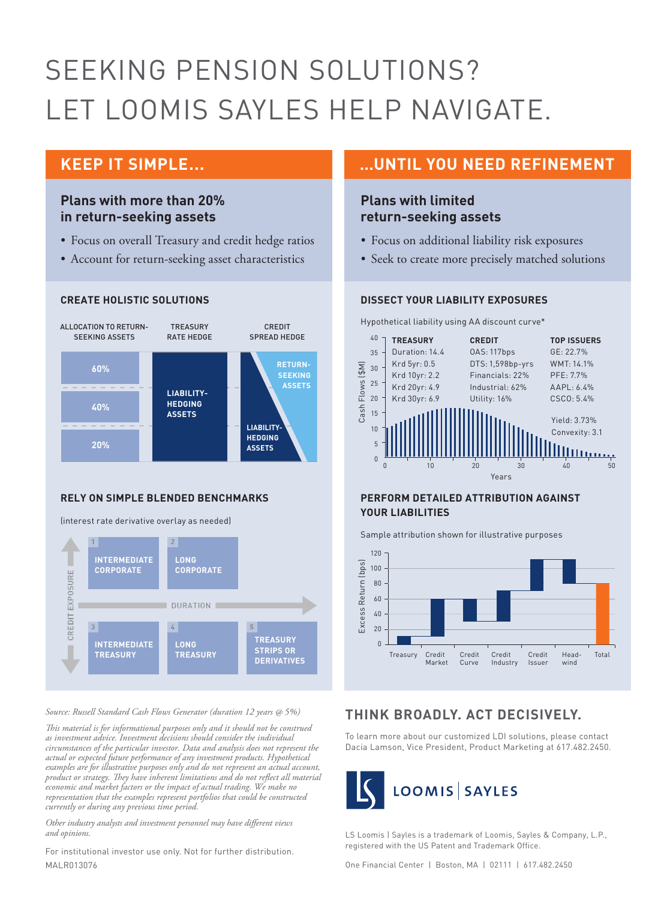# SEEKING PENSION SOLUTIONS? LET LOOMIS SAYLES HELP NAVIGATE.

## KEEP IT SIMPLE...

### Plans with more than 20% in return-seeking assets

- Focus on overall Treasury and credit hedge ratios
- Account for return-seeking asset characteristics

### CREATE HOLISTIC SOLUTIONS

ALLOCATION TO RETURN-SEEKING ASSETS

TREASURY RATE HEDGE

CREDIT SPREAD HEDGE

60%

40%

20%

LIABILITY-HEDGING ASSETS

RETURN-SEEKING ASSETS

LIABILITY-HEDGING ASSETS

### RELY ON SIMPLE BLENDED BENCHMARKS

(interest rate derivative overlay as needed)

CREDIT EXPOSURE

DURATION

1 INTERMEDIATE CORPORATE

2 LONG CORPORATE

3 INTERMEDIATE TREASURY

4 LONG TREASURY

5 TREASURY STRIPS OR DERIVATIVES

## ...UNTIL YOU NEED REFINEMENT

### Plans with limited return-seeking assets

- Focus on additional liability risk exposures
- Seek to create more precisely matched solutions

### DISSECT YOUR LIABILITY EXPOSURES

Hypothetical liability using AA discount curve*

TREASURY
Duration: 14.4
Krd 5yr: 0.5
Krd 10yr: 2.2
Krd 20yr: 4.9
Krd 30yr: 6.9

CREDIT
OAS: 117bps
DTS: 1,598bp-yrs
Financials: 22%
Industrial: 62%
Utility: 16%

TOP ISSUERS
GE: 22.7%
WMT: 14.1%
PFE: 7.7%
AAPL: 6.4%
CSCO: 5.4%

Yield: 3.73%
Convexity: 3.1

Cash Flows ($M): 0, 5, 10, 15, 20, 25, 30, 35, 40

Years: 0, 10, 20, 30, 40, 50

### PERFORM DETAILED ATTRIBUTION AGAINST YOUR LIABILITIES

Sample attribution shown for illustrative purposes

Excess Return (bps): 0, 20, 40, 60, 80, 100, 120

Treasury, Credit Market, Credit Curve, Credit Industry, Credit Issuer, Head-wind, Total

*Source: Russell Standard Cash Flows Generator (duration 12 years @ 5%)*

*This material is for informational purposes only and it should not be construed as investment advice. Investment decisions should consider the individual circumstances of the particular investor. Data and analysis does not represent the actual or expected future performance of any investment products. Hypothetical examples are for illustrative purposes only and do not represent an actual account, product or strategy. They have inherent limitations and do not reflect all material economic and market factors or the impact of actual trading. We make no representation that the examples represent portfolios that could be constructed currently or during any previous time period.*

*Other industry analysts and investment personnel may have different views and opinions.*

For institutional investor use only. Not for further distribution.

MALR013076

## THINK BROADLY. ACT DECISIVELY.

To learn more about our customized LDI solutions, please contact Dacia Lamson, Vice President, Product Marketing at 617.482.2450.

LOOMIS | SAYLES

LS Loomis | Sayles is a trademark of Loomis, Sayles & Company, L.P., registered with the US Patent and Trademark Office.

One Financial Center | Boston, MA | 02111 | 617.482.2450